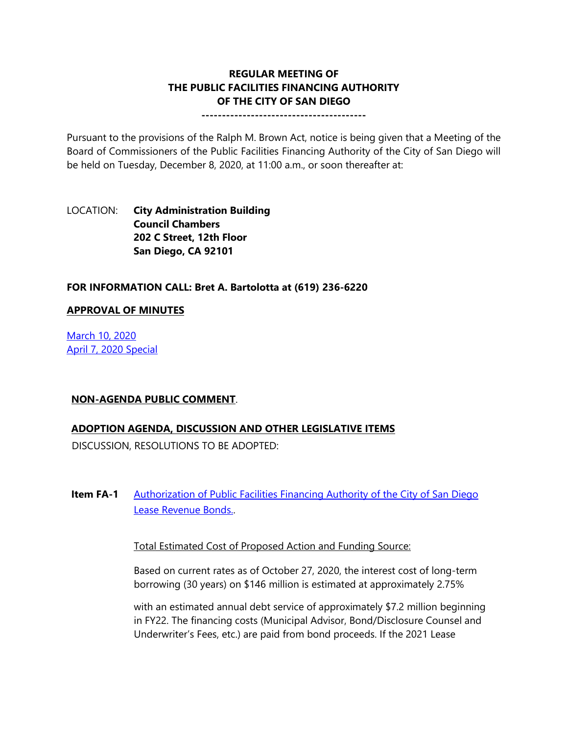**REGULAR MEETING OF**
**THE PUBLIC FACILITIES FINANCING AUTHORITY**
**OF THE CITY OF SAN DIEGO**
**----------------------------------------**

Pursuant to the provisions of the Ralph M. Brown Act, notice is being given that a Meeting of the Board of Commissioners of the Public Facilities Financing Authority of the City of San Diego will be held on Tuesday, December 8, 2020, at 11:00 a.m., or soon thereafter at:

LOCATION: **City Administration Building**
**Council Chambers**
**202 C Street, 12th Floor**
**San Diego, CA 92101**

**FOR INFORMATION CALL: Bret A. Bartolotta at (619) 236-6220**

**APPROVAL OF MINUTES**

March 10, 2020
April 7, 2020 Special

**NON-AGENDA PUBLIC COMMENT**.

**ADOPTION AGENDA, DISCUSSION AND OTHER LEGISLATIVE ITEMS**

DISCUSSION, RESOLUTIONS TO BE ADOPTED:

**Item FA-1** Authorization of Public Facilities Financing Authority of the City of San Diego Lease Revenue Bonds..

Total Estimated Cost of Proposed Action and Funding Source:

Based on current rates as of October 27, 2020, the interest cost of long-term borrowing (30 years) on $146 million is estimated at approximately 2.75%

with an estimated annual debt service of approximately $7.2 million beginning in FY22. The financing costs (Municipal Advisor, Bond/Disclosure Counsel and Underwriter's Fees, etc.) are paid from bond proceeds. If the 2021 Lease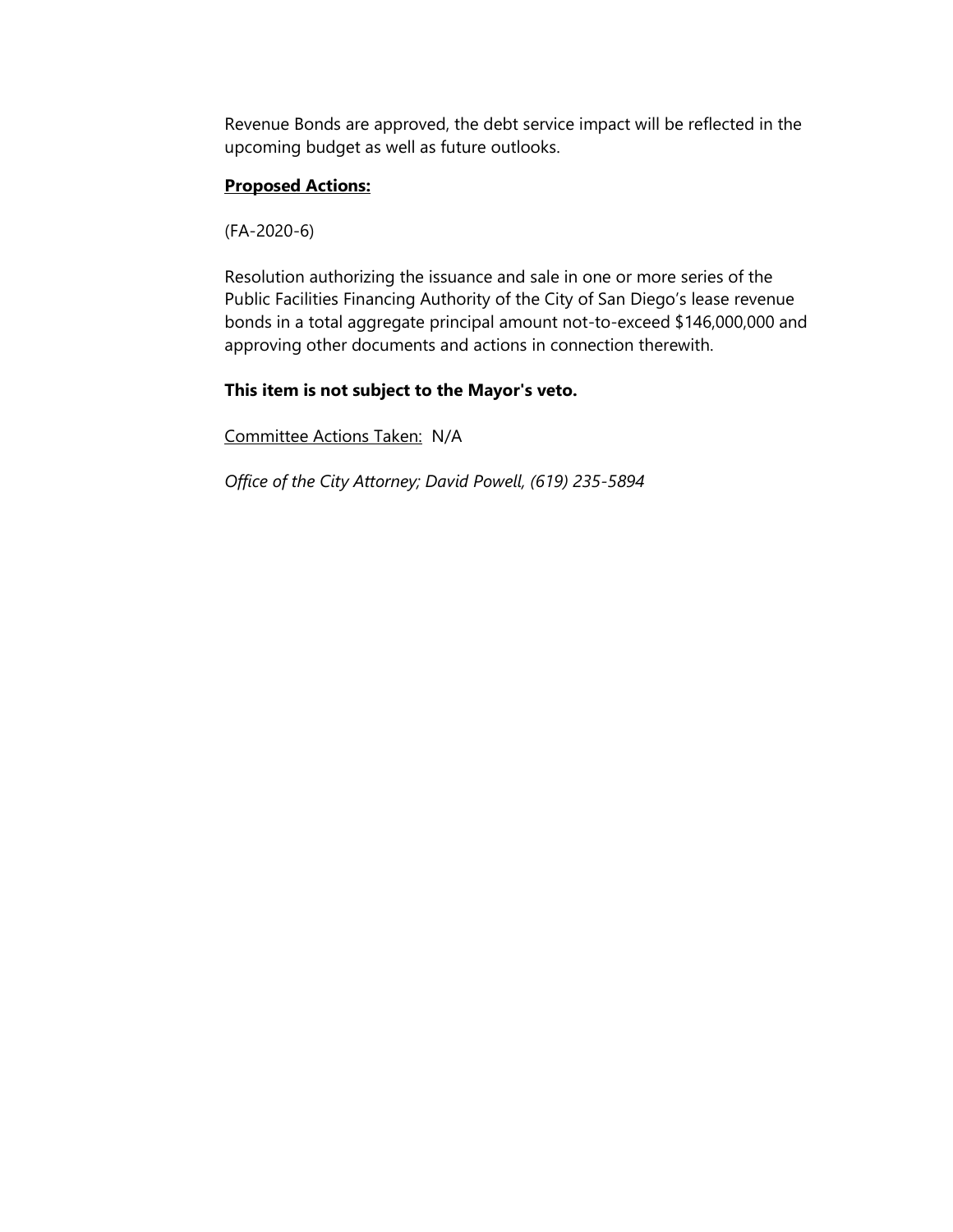Revenue Bonds are approved, the debt service impact will be reflected in the upcoming budget as well as future outlooks.

**Proposed Actions:**

(FA-2020-6)

Resolution authorizing the issuance and sale in one or more series of the Public Facilities Financing Authority of the City of San Diego's lease revenue bonds in a total aggregate principal amount not-to-exceed $146,000,000 and approving other documents and actions in connection therewith.

**This item is not subject to the Mayor's veto.**

Committee Actions Taken: N/A

*Office of the City Attorney; David Powell, (619) 235-5894*